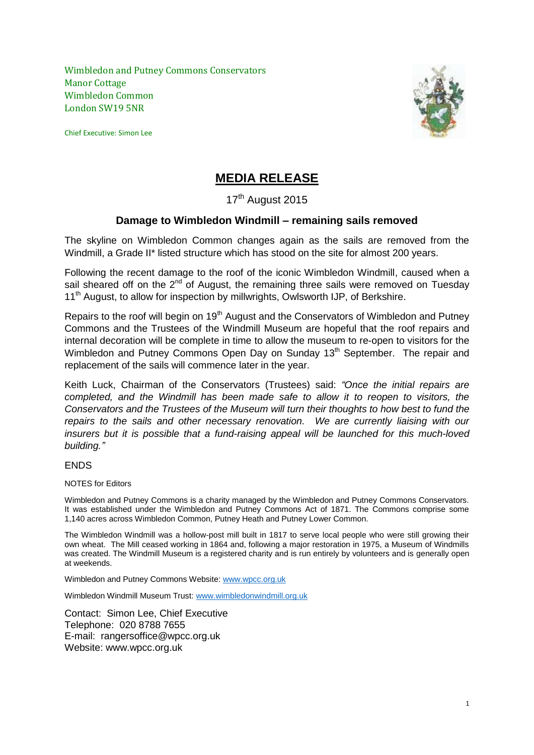Wimbledon and Putney Commons Conservators
Manor Cottage
Wimbledon Common
London SW19 5NR

Chief Executive: Simon Lee

# MEDIA RELEASE

17th August 2015

## Damage to Wimbledon Windmill – remaining sails removed

The skyline on Wimbledon Common changes again as the sails are removed from the Windmill, a Grade II* listed structure which has stood on the site for almost 200 years.

Following the recent damage to the roof of the iconic Wimbledon Windmill, caused when a sail sheared off on the 2nd of August, the remaining three sails were removed on Tuesday 11th August, to allow for inspection by millwrights, Owlsworth IJP, of Berkshire.

Repairs to the roof will begin on 19th August and the Conservators of Wimbledon and Putney Commons and the Trustees of the Windmill Museum are hopeful that the roof repairs and internal decoration will be complete in time to allow the museum to re-open to visitors for the Wimbledon and Putney Commons Open Day on Sunday 13th September. The repair and replacement of the sails will commence later in the year.

Keith Luck, Chairman of the Conservators (Trustees) said: *"Once the initial repairs are completed, and the Windmill has been made safe to allow it to reopen to visitors, the Conservators and the Trustees of the Museum will turn their thoughts to how best to fund the repairs to the sails and other necessary renovation. We are currently liaising with our insurers but it is possible that a fund-raising appeal will be launched for this much-loved building."*

ENDS

NOTES for Editors

Wimbledon and Putney Commons is a charity managed by the Wimbledon and Putney Commons Conservators. It was established under the Wimbledon and Putney Commons Act of 1871. The Commons comprise some 1,140 acres across Wimbledon Common, Putney Heath and Putney Lower Common.

The Wimbledon Windmill was a hollow-post mill built in 1817 to serve local people who were still growing their own wheat. The Mill ceased working in 1864 and, following a major restoration in 1975, a Museum of Windmills was created. The Windmill Museum is a registered charity and is run entirely by volunteers and is generally open at weekends.

Wimbledon and Putney Commons Website: www.wpcc.org.uk

Wimbledon Windmill Museum Trust: www.wimbledonwindmill.org.uk

Contact: Simon Lee, Chief Executive
Telephone: 020 8788 7655
E-mail: rangersoffice@wpcc.org.uk
Website: www.wpcc.org.uk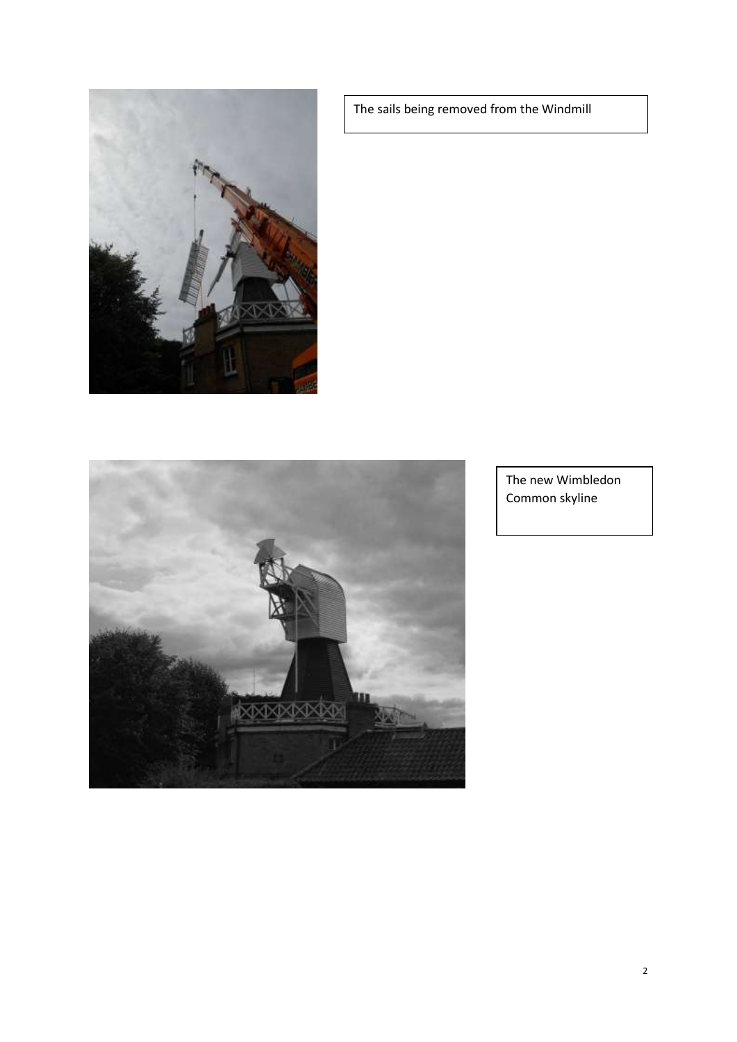The sails being removed from the Windmill

The new Wimbledon Common skyline